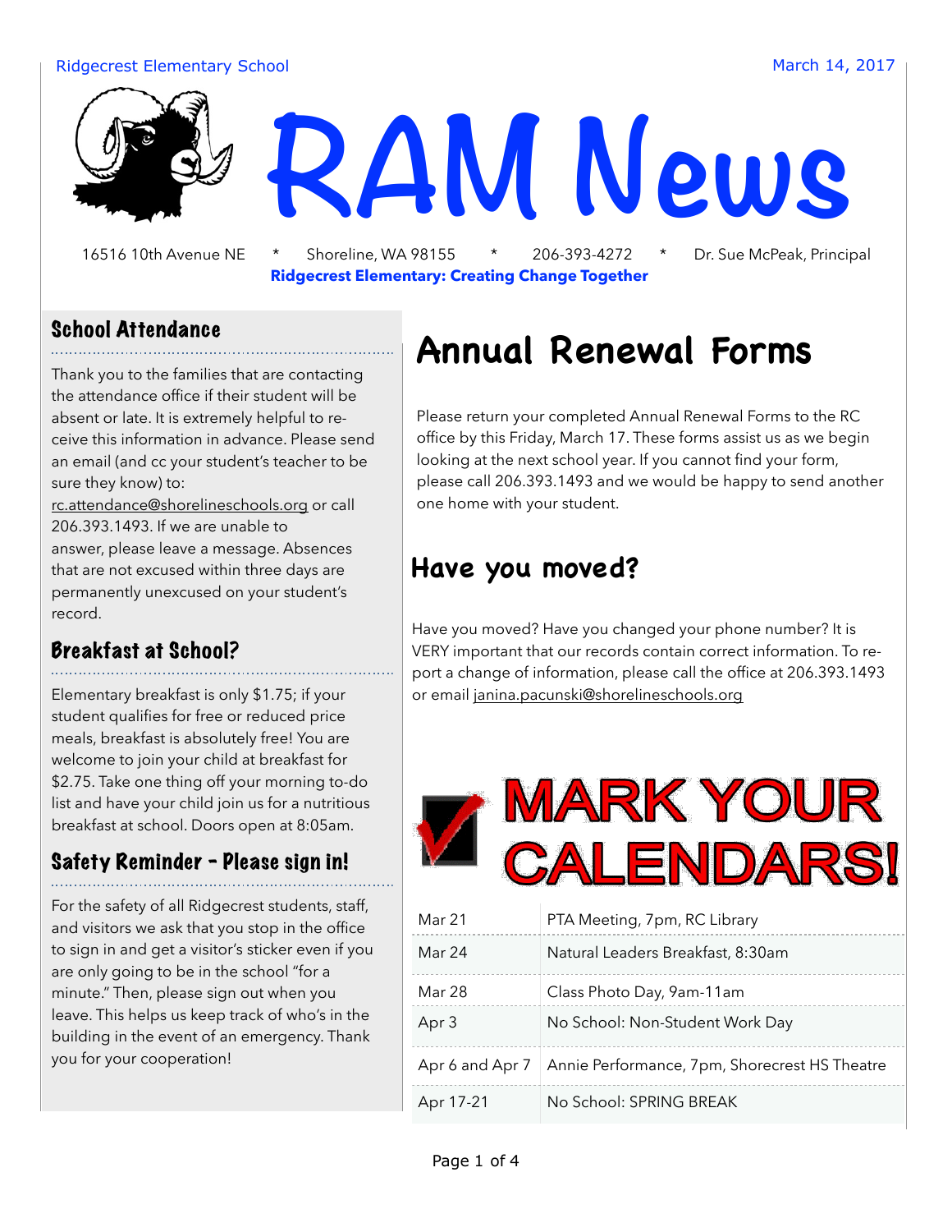Ridgecrest Elementary School

March 14, 2017

# RAM News

16516 10th Avenue NE * Shoreline, WA 98155 * 206-393-4272 * Dr. Sue McPeak, Principal

**Ridgecrest Elementary: Creating Change Together**

## School Attendance

Thank you to the families that are contacting the attendance office if their student will be absent or late. It is extremely helpful to receive this information in advance. Please send an email (and cc your student's teacher to be sure they know) to: rc.attendance@shorelineschools.org or call 206.393.1493. If we are unable to answer, please leave a message. Absences that are not excused within three days are permanently unexcused on your student's record.

## Breakfast at School?

Elementary breakfast is only $1.75; if your student qualifies for free or reduced price meals, breakfast is absolutely free! You are welcome to join your child at breakfast for $2.75. Take one thing off your morning to-do list and have your child join us for a nutritious breakfast at school. Doors open at 8:05am.

## Safety Reminder - Please sign in!

For the safety of all Ridgecrest students, staff, and visitors we ask that you stop in the office to sign in and get a visitor's sticker even if you are only going to be in the school "for a minute." Then, please sign out when you leave. This helps us keep track of who's in the building in the event of an emergency. Thank you for your cooperation!

# Annual Renewal Forms

Please return your completed Annual Renewal Forms to the RC office by this Friday, March 17. These forms assist us as we begin looking at the next school year. If you cannot find your form, please call 206.393.1493 and we would be happy to send another one home with your student.

## Have you moved?

Have you moved? Have you changed your phone number? It is VERY important that our records contain correct information. To report a change of information, please call the office at 206.393.1493 or email janina.pacunski@shorelineschools.org

## MARK YOUR CALENDARS!

| Date | Event |
|---|---|
| Mar 21 | PTA Meeting, 7pm, RC Library |
| Mar 24 | Natural Leaders Breakfast, 8:30am |
| Mar 28 | Class Photo Day, 9am-11am |
| Apr 3 | No School: Non-Student Work Day |
| Apr 6 and Apr 7 | Annie Performance, 7pm, Shorecrest HS Theatre |
| Apr 17-21 | No School: SPRING BREAK |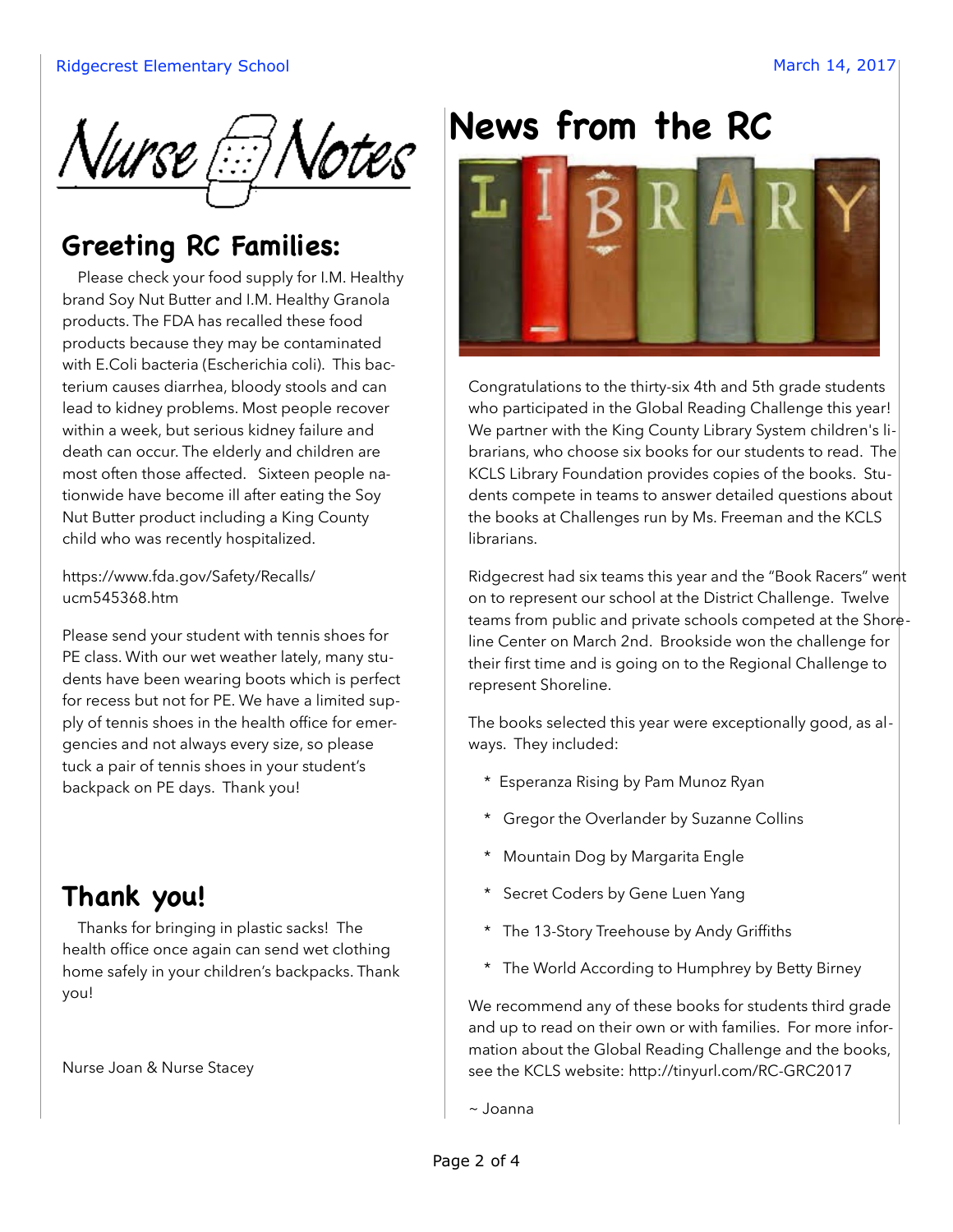# Nurse Notes

## Greeting RC Families:

Please check your food supply for I.M. Healthy brand Soy Nut Butter and I.M. Healthy Granola products. The FDA has recalled these food products because they may be contaminated with E.Coli bacteria (Escherichia coli). This bacterium causes diarrhea, bloody stools and can lead to kidney problems. Most people recover within a week, but serious kidney failure and death can occur. The elderly and children are most often those affected. Sixteen people nationwide have become ill after eating the Soy Nut Butter product including a King County child who was recently hospitalized.

https://www.fda.gov/Safety/Recalls/ucm545368.htm

Please send your student with tennis shoes for PE class. With our wet weather lately, many students have been wearing boots which is perfect for recess but not for PE. We have a limited supply of tennis shoes in the health office for emergencies and not always every size, so please tuck a pair of tennis shoes in your student's backpack on PE days. Thank you!

## Thank you!

Thanks for bringing in plastic sacks! The health office once again can send wet clothing home safely in your children's backpacks. Thank you!

Nurse Joan & Nurse Stacey

# News from the RC

Congratulations to the thirty-six 4th and 5th grade students who participated in the Global Reading Challenge this year! We partner with the King County Library System children's librarians, who choose six books for our students to read. The KCLS Library Foundation provides copies of the books. Students compete in teams to answer detailed questions about the books at Challenges run by Ms. Freeman and the KCLS librarians.

Ridgecrest had six teams this year and the "Book Racers" went on to represent our school at the District Challenge. Twelve teams from public and private schools competed at the Shoreline Center on March 2nd. Brookside won the challenge for their first time and is going on to the Regional Challenge to represent Shoreline.

The books selected this year were exceptionally good, as always. They included:

* Esperanza Rising by Pam Munoz Ryan
* Gregor the Overlander by Suzanne Collins
* Mountain Dog by Margarita Engle
* Secret Coders by Gene Luen Yang
* The 13-Story Treehouse by Andy Griffiths
* The World According to Humphrey by Betty Birney

We recommend any of these books for students third grade and up to read on their own or with families. For more information about the Global Reading Challenge and the books, see the KCLS website: http://tinyurl.com/RC-GRC2017

~ Joanna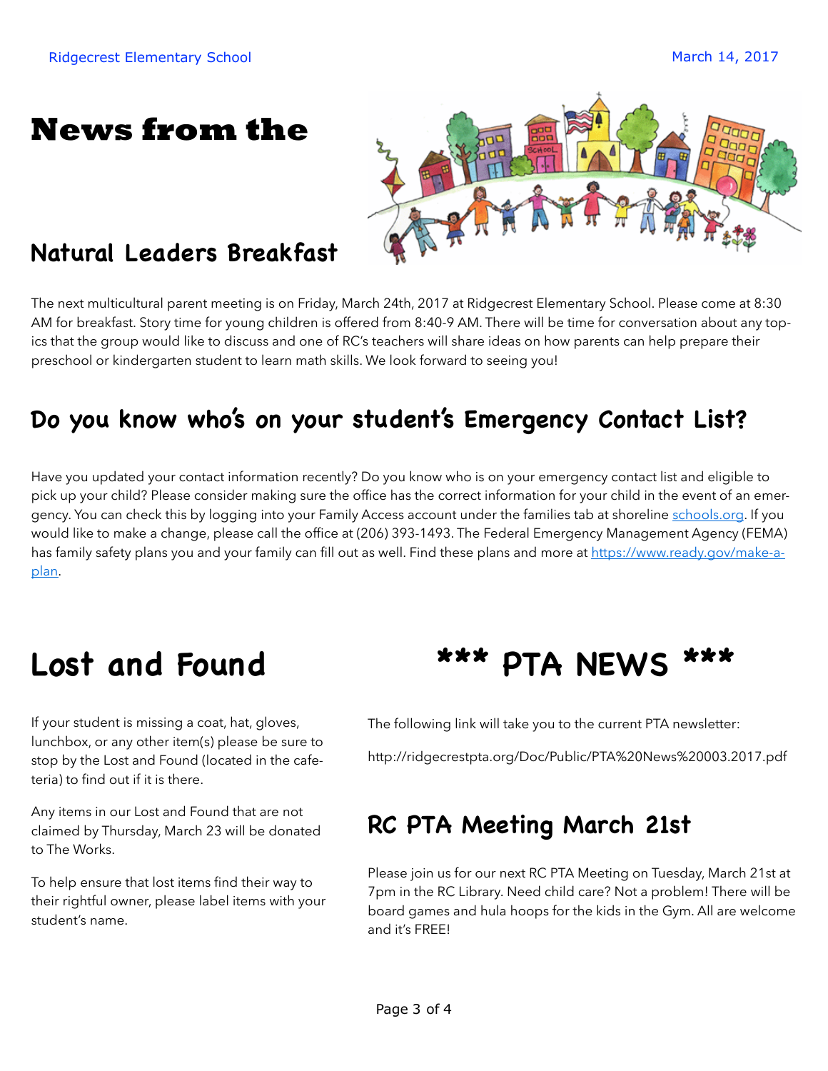Ridgecrest Elementary School March 14, 2017

# News from the

## Natural Leaders Breakfast

The next multicultural parent meeting is on Friday, March 24th, 2017 at Ridgecrest Elementary School. Please come at 8:30 AM for breakfast. Story time for young children is offered from 8:40-9 AM. There will be time for conversation about any topics that the group would like to discuss and one of RC's teachers will share ideas on how parents can help prepare their preschool or kindergarten student to learn math skills. We look forward to seeing you!

## Do you know who's on your student's Emergency Contact List?

Have you updated your contact information recently? Do you know who is on your emergency contact list and eligible to pick up your child? Please consider making sure the office has the correct information for your child in the event of an emergency. You can check this by logging into your Family Access account under the families tab at shoreline schools.org. If you would like to make a change, please call the office at (206) 393-1493. The Federal Emergency Management Agency (FEMA) has family safety plans you and your family can fill out as well. Find these plans and more at https://www.ready.gov/make-a-plan.

# Lost and Found

If your student is missing a coat, hat, gloves, lunchbox, or any other item(s) please be sure to stop by the Lost and Found (located in the cafeteria) to find out if it is there.

Any items in our Lost and Found that are not claimed by Thursday, March 23 will be donated to The Works.

To help ensure that lost items find their way to their rightful owner, please label items with your student's name.

# *** PTA NEWS ***

The following link will take you to the current PTA newsletter:

http://ridgecrestpta.org/Doc/Public/PTA%20News%20003.2017.pdf

## RC PTA Meeting March 21st

Please join us for our next RC PTA Meeting on Tuesday, March 21st at 7pm in the RC Library. Need child care? Not a problem! There will be board games and hula hoops for the kids in the Gym. All are welcome and it's FREE!